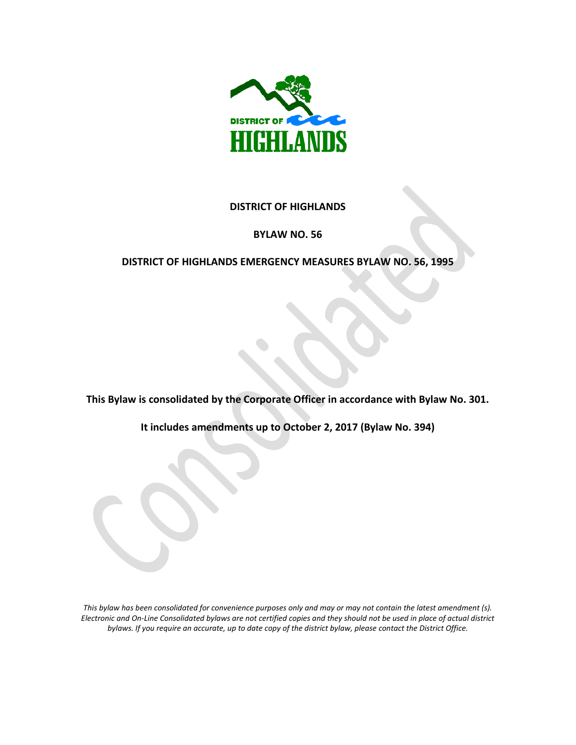# DISTRICT OF HIGHLANDS

## BYLAW NO. 56

## DISTRICT OF HIGHLANDS EMERGENCY MEASURES BYLAW NO. 56, 1995

**This Bylaw is consolidated by the Corporate Officer in accordance with Bylaw No. 301.**

**It includes amendments up to October 2, 2017 (Bylaw No. 394)**

*This bylaw has been consolidated for convenience purposes only and may or may not contain the latest amendment (s). Electronic and On-Line Consolidated bylaws are not certified copies and they should not be used in place of actual district bylaws. If you require an accurate, up to date copy of the district bylaw, please contact the District Office.*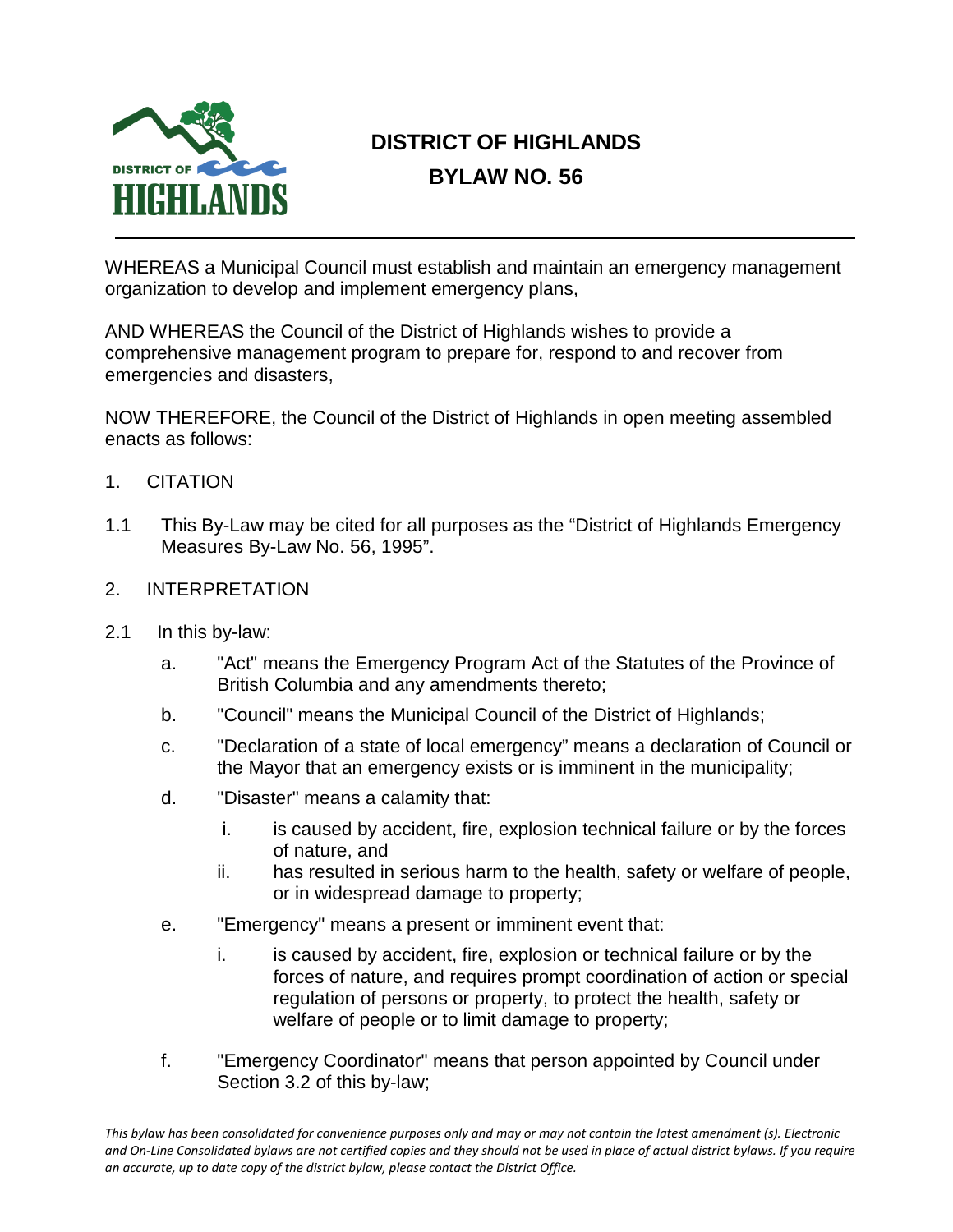# DISTRICT OF HIGHLANDS

## BYLAW NO. 56

WHEREAS a Municipal Council must establish and maintain an emergency management organization to develop and implement emergency plans,

AND WHEREAS the Council of the District of Highlands wishes to provide a comprehensive management program to prepare for, respond to and recover from emergencies and disasters,

NOW THEREFORE, the Council of the District of Highlands in open meeting assembled enacts as follows:

1. CITATION

1.1 This By-Law may be cited for all purposes as the "District of Highlands Emergency Measures By-Law No. 56, 1995".

2. INTERPRETATION

2.1 In this by-law:

a. "Act" means the Emergency Program Act of the Statutes of the Province of British Columbia and any amendments thereto;

b. "Council" means the Municipal Council of the District of Highlands;

c. "Declaration of a state of local emergency" means a declaration of Council or the Mayor that an emergency exists or is imminent in the municipality;

d. "Disaster" means a calamity that:

   i. is caused by accident, fire, explosion technical failure or by the forces of nature, and
   
   ii. has resulted in serious harm to the health, safety or welfare of people, or in widespread damage to property;

e. "Emergency" means a present or imminent event that:

   i. is caused by accident, fire, explosion or technical failure or by the forces of nature, and requires prompt coordination of action or special regulation of persons or property, to protect the health, safety or welfare of people or to limit damage to property;

f. "Emergency Coordinator" means that person appointed by Council under Section 3.2 of this by-law;

*This bylaw has been consolidated for convenience purposes only and may or may not contain the latest amendment (s). Electronic and On-Line Consolidated bylaws are not certified copies and they should not be used in place of actual district bylaws. If you require an accurate, up to date copy of the district bylaw, please contact the District Office.*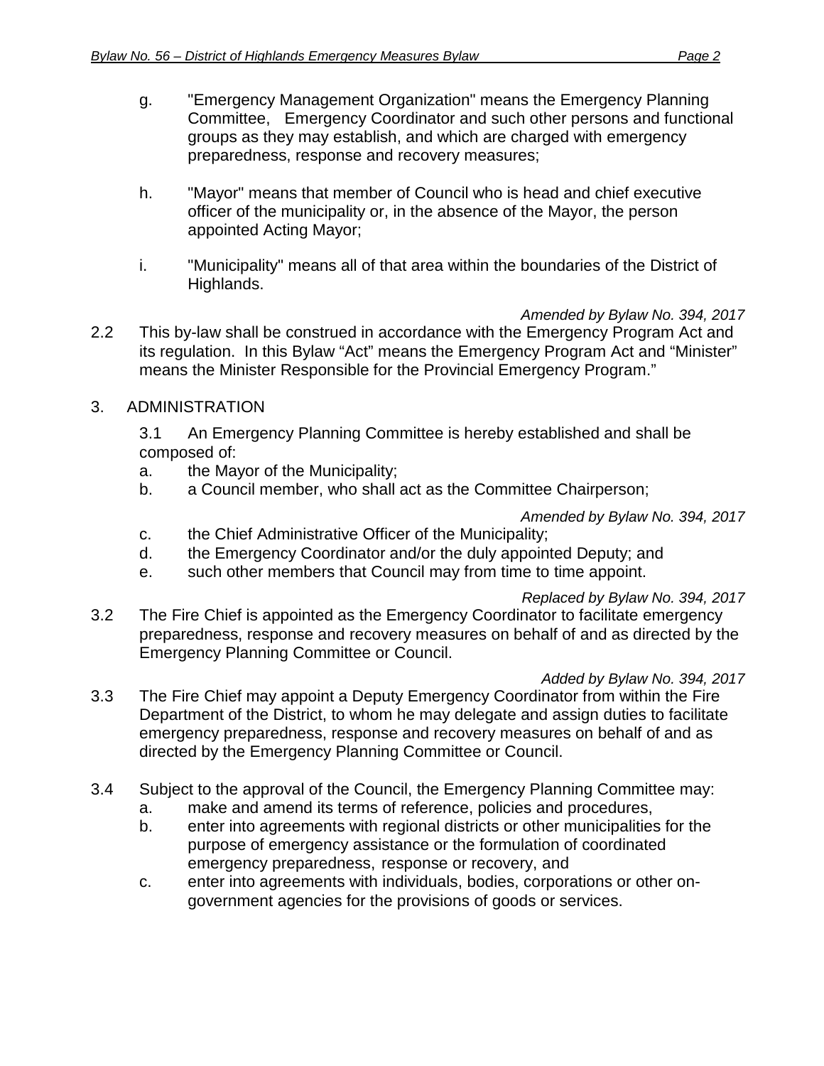g. "Emergency Management Organization" means the Emergency Planning Committee, Emergency Coordinator and such other persons and functional groups as they may establish, and which are charged with emergency preparedness, response and recovery measures;

h. "Mayor" means that member of Council who is head and chief executive officer of the municipality or, in the absence of the Mayor, the person appointed Acting Mayor;

i. "Municipality" means all of that area within the boundaries of the District of Highlands.

*Amended by Bylaw No. 394, 2017*

2.2 This by-law shall be construed in accordance with the Emergency Program Act and its regulation. In this Bylaw "Act" means the Emergency Program Act and "Minister" means the Minister Responsible for the Provincial Emergency Program."

3. ADMINISTRATION

3.1 An Emergency Planning Committee is hereby established and shall be composed of:

a. the Mayor of the Municipality;
b. a Council member, who shall act as the Committee Chairperson;

*Amended by Bylaw No. 394, 2017*

c. the Chief Administrative Officer of the Municipality;
d. the Emergency Coordinator and/or the duly appointed Deputy; and
e. such other members that Council may from time to time appoint.

*Replaced by Bylaw No. 394, 2017*

3.2 The Fire Chief is appointed as the Emergency Coordinator to facilitate emergency preparedness, response and recovery measures on behalf of and as directed by the Emergency Planning Committee or Council.

*Added by Bylaw No. 394, 2017*

3.3 The Fire Chief may appoint a Deputy Emergency Coordinator from within the Fire Department of the District, to whom he may delegate and assign duties to facilitate emergency preparedness, response and recovery measures on behalf of and as directed by the Emergency Planning Committee or Council.

3.4 Subject to the approval of the Council, the Emergency Planning Committee may:

a. make and amend its terms of reference, policies and procedures,
b. enter into agreements with regional districts or other municipalities for the purpose of emergency assistance or the formulation of coordinated emergency preparedness, response or recovery, and
c. enter into agreements with individuals, bodies, corporations or other on-government agencies for the provisions of goods or services.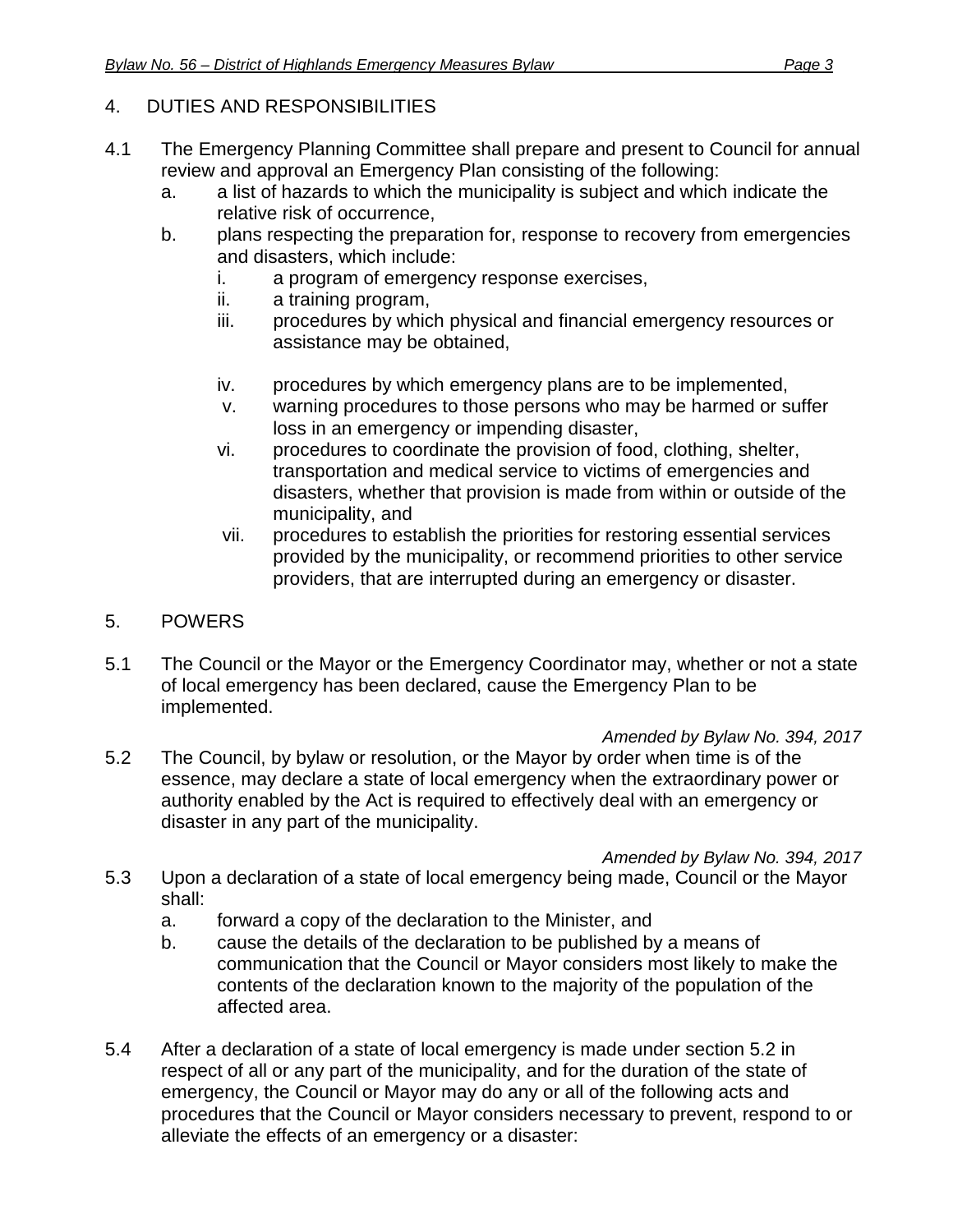## 4. DUTIES AND RESPONSIBILITIES

4.1 The Emergency Planning Committee shall prepare and present to Council for annual review and approval an Emergency Plan consisting of the following:

   a. a list of hazards to which the municipality is subject and which indicate the relative risk of occurrence,
   b. plans respecting the preparation for, response to recovery from emergencies and disasters, which include:
      i. a program of emergency response exercises,
      ii. a training program,
      iii. procedures by which physical and financial emergency resources or assistance may be obtained,
      iv. procedures by which emergency plans are to be implemented,
      v. warning procedures to those persons who may be harmed or suffer loss in an emergency or impending disaster,
      vi. procedures to coordinate the provision of food, clothing, shelter, transportation and medical service to victims of emergencies and disasters, whether that provision is made from within or outside of the municipality, and
      vii. procedures to establish the priorities for restoring essential services provided by the municipality, or recommend priorities to other service providers, that are interrupted during an emergency or disaster.

## 5. POWERS

5.1 The Council or the Mayor or the Emergency Coordinator may, whether or not a state of local emergency has been declared, cause the Emergency Plan to be implemented.

*Amended by Bylaw No. 394, 2017*

5.2 The Council, by bylaw or resolution, or the Mayor by order when time is of the essence, may declare a state of local emergency when the extraordinary power or authority enabled by the Act is required to effectively deal with an emergency or disaster in any part of the municipality.

*Amended by Bylaw No. 394, 2017*

5.3 Upon a declaration of a state of local emergency being made, Council or the Mayor shall:

   a. forward a copy of the declaration to the Minister, and
   b. cause the details of the declaration to be published by a means of communication that the Council or Mayor considers most likely to make the contents of the declaration known to the majority of the population of the affected area.

5.4 After a declaration of a state of local emergency is made under section 5.2 in respect of all or any part of the municipality, and for the duration of the state of emergency, the Council or Mayor may do any or all of the following acts and procedures that the Council or Mayor considers necessary to prevent, respond to or alleviate the effects of an emergency or a disaster: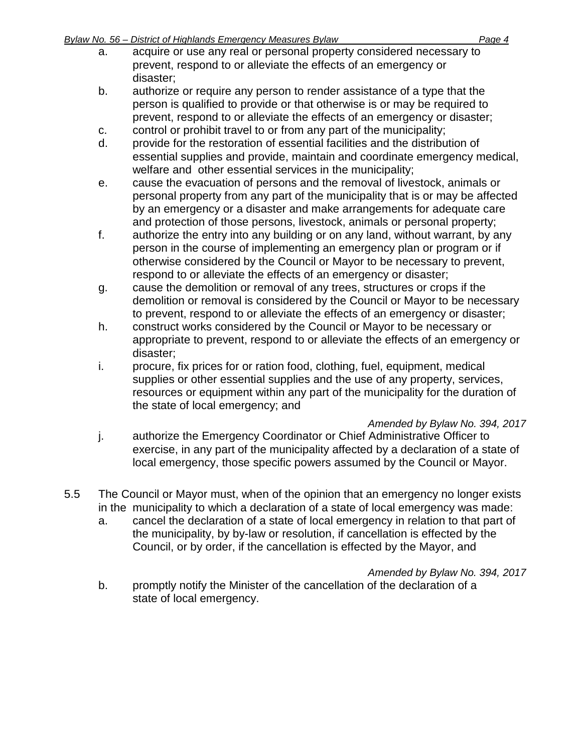a. acquire or use any real or personal property considered necessary to prevent, respond to or alleviate the effects of an emergency or disaster;

b. authorize or require any person to render assistance of a type that the person is qualified to provide or that otherwise is or may be required to prevent, respond to or alleviate the effects of an emergency or disaster;

c. control or prohibit travel to or from any part of the municipality;

d. provide for the restoration of essential facilities and the distribution of essential supplies and provide, maintain and coordinate emergency medical, welfare and other essential services in the municipality;

e. cause the evacuation of persons and the removal of livestock, animals or personal property from any part of the municipality that is or may be affected by an emergency or a disaster and make arrangements for adequate care and protection of those persons, livestock, animals or personal property;

f. authorize the entry into any building or on any land, without warrant, by any person in the course of implementing an emergency plan or program or if otherwise considered by the Council or Mayor to be necessary to prevent, respond to or alleviate the effects of an emergency or disaster;

g. cause the demolition or removal of any trees, structures or crops if the demolition or removal is considered by the Council or Mayor to be necessary to prevent, respond to or alleviate the effects of an emergency or disaster;

h. construct works considered by the Council or Mayor to be necessary or appropriate to prevent, respond to or alleviate the effects of an emergency or disaster;

i. procure, fix prices for or ration food, clothing, fuel, equipment, medical supplies or other essential supplies and the use of any property, services, resources or equipment within any part of the municipality for the duration of the state of local emergency; and

*Amended by Bylaw No. 394, 2017*

j. authorize the Emergency Coordinator or Chief Administrative Officer to exercise, in any part of the municipality affected by a declaration of a state of local emergency, those specific powers assumed by the Council or Mayor.

5.5 The Council or Mayor must, when of the opinion that an emergency no longer exists in the municipality to which a declaration of a state of local emergency was made:

a. cancel the declaration of a state of local emergency in relation to that part of the municipality, by by-law or resolution, if cancellation is effected by the Council, or by order, if the cancellation is effected by the Mayor, and

*Amended by Bylaw No. 394, 2017*

b. promptly notify the Minister of the cancellation of the declaration of a state of local emergency.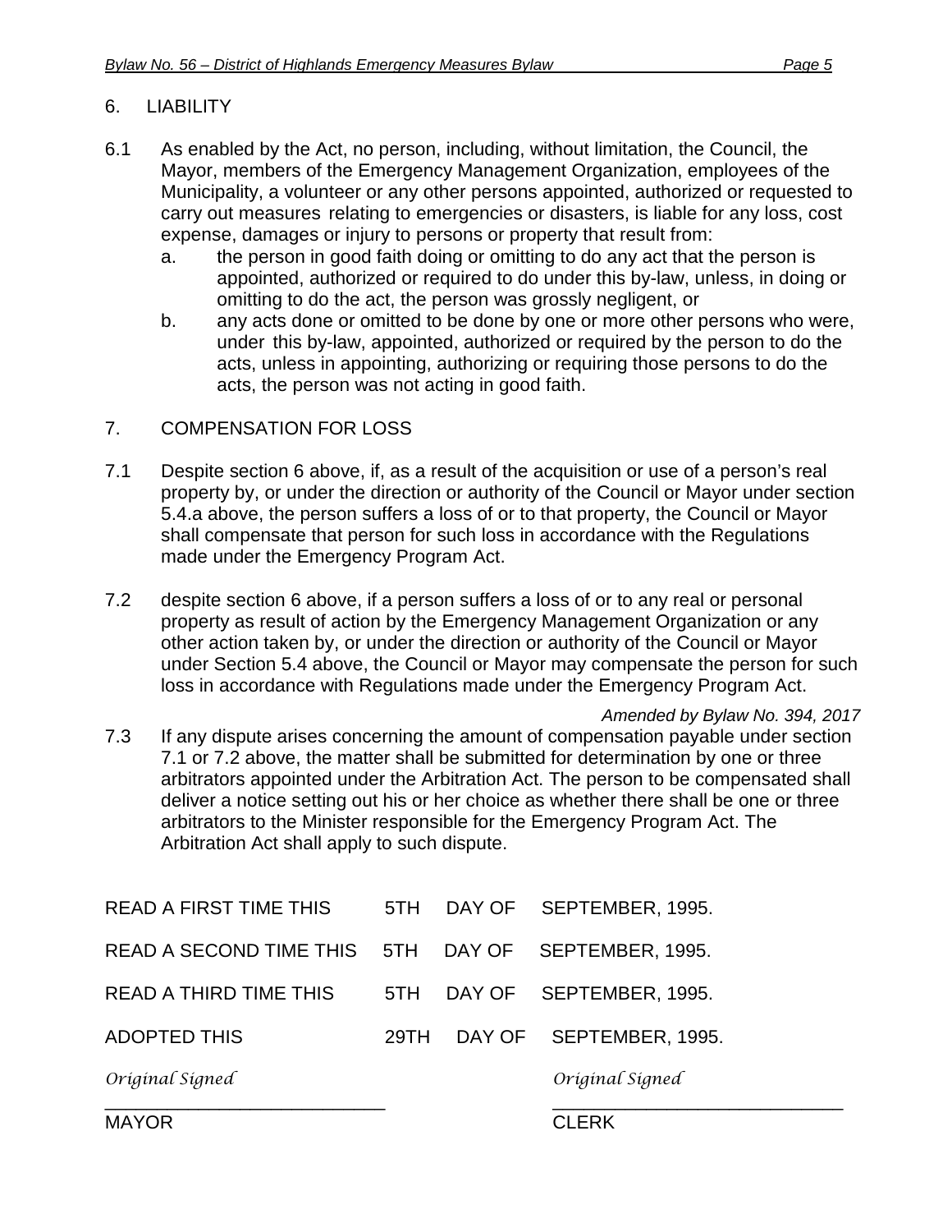## 6. LIABILITY

6.1 As enabled by the Act, no person, including, without limitation, the Council, the Mayor, members of the Emergency Management Organization, employees of the Municipality, a volunteer or any other persons appointed, authorized or requested to carry out measures relating to emergencies or disasters, is liable for any loss, cost expense, damages or injury to persons or property that result from:

   a. the person in good faith doing or omitting to do any act that the person is appointed, authorized or required to do under this by-law, unless, in doing or omitting to do the act, the person was grossly negligent, or
   b. any acts done or omitted to be done by one or more other persons who were, under this by-law, appointed, authorized or required by the person to do the acts, unless in appointing, authorizing or requiring those persons to do the acts, the person was not acting in good faith.

## 7. COMPENSATION FOR LOSS

7.1 Despite section 6 above, if, as a result of the acquisition or use of a person's real property by, or under the direction or authority of the Council or Mayor under section 5.4.a above, the person suffers a loss of or to that property, the Council or Mayor shall compensate that person for such loss in accordance with the Regulations made under the Emergency Program Act.

7.2 despite section 6 above, if a person suffers a loss of or to any real or personal property as result of action by the Emergency Management Organization or any other action taken by, or under the direction or authority of the Council or Mayor under Section 5.4 above, the Council or Mayor may compensate the person for such loss in accordance with Regulations made under the Emergency Program Act.

*Amended by Bylaw No. 394, 2017*

7.3 If any dispute arises concerning the amount of compensation payable under section 7.1 or 7.2 above, the matter shall be submitted for determination by one or three arbitrators appointed under the Arbitration Act. The person to be compensated shall deliver a notice setting out his or her choice as whether there shall be one or three arbitrators to the Minister responsible for the Emergency Program Act. The Arbitration Act shall apply to such dispute.

| | | | |
|---|---|---|---|
| READ A FIRST TIME THIS | 5TH | DAY OF | SEPTEMBER, 1995. |
| READ A SECOND TIME THIS | 5TH | DAY OF | SEPTEMBER, 1995. |
| READ A THIRD TIME THIS | 5TH | DAY OF | SEPTEMBER, 1995. |
| ADOPTED THIS | 29TH | DAY OF | SEPTEMBER, 1995. |

*Original Signed*
\_\_\_\_\_\_\_\_\_\_\_\_\_\_\_\_\_\_\_\_\_\_\_\_\_\_
MAYOR

*Original Signed*
\_\_\_\_\_\_\_\_\_\_\_\_\_\_\_\_\_\_\_\_\_\_\_\_\_\_
CLERK